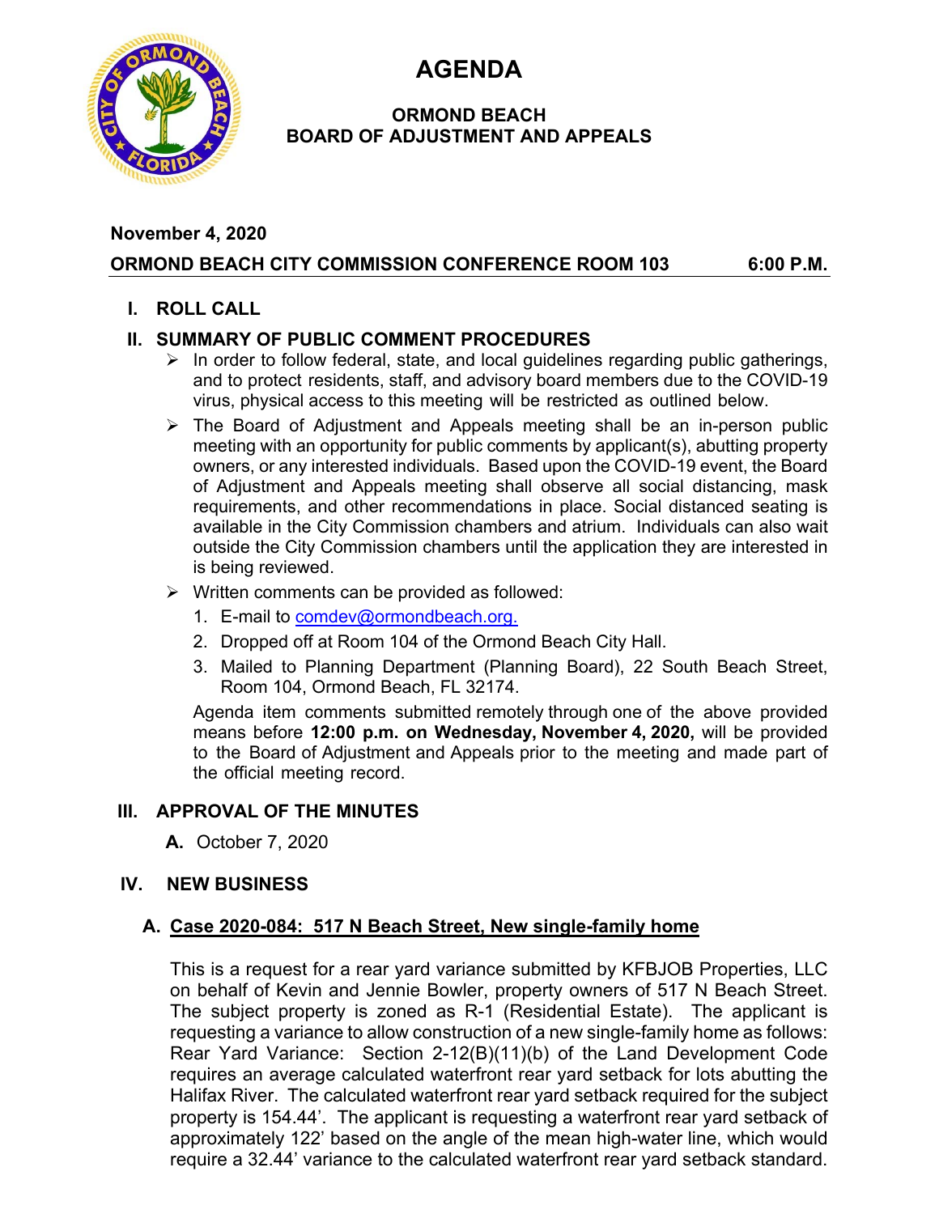# AGENDA

## ORMOND BEACH
## BOARD OF ADJUSTMENT AND APPEALS

**November 4, 2020**

**ORMOND BEACH CITY COMMISSION CONFERENCE ROOM 103 — 6:00 P.M.**

## I. ROLL CALL

## II. SUMMARY OF PUBLIC COMMENT PROCEDURES

- In order to follow federal, state, and local guidelines regarding public gatherings, and to protect residents, staff, and advisory board members due to the COVID-19 virus, physical access to this meeting will be restricted as outlined below.
- The Board of Adjustment and Appeals meeting shall be an in-person public meeting with an opportunity for public comments by applicant(s), abutting property owners, or any interested individuals. Based upon the COVID-19 event, the Board of Adjustment and Appeals meeting shall observe all social distancing, mask requirements, and other recommendations in place. Social distanced seating is available in the City Commission chambers and atrium. Individuals can also wait outside the City Commission chambers until the application they are interested in is being reviewed.
- Written comments can be provided as followed:
  1. E-mail to comdev@ormondbeach.org.
  2. Dropped off at Room 104 of the Ormond Beach City Hall.
  3. Mailed to Planning Department (Planning Board), 22 South Beach Street, Room 104, Ormond Beach, FL 32174.

  Agenda item comments submitted remotely through one of the above provided means before **12:00 p.m. on Wednesday, November 4, 2020,** will be provided to the Board of Adjustment and Appeals prior to the meeting and made part of the official meeting record.

## III. APPROVAL OF THE MINUTES

**A.** October 7, 2020

## IV. NEW BUSINESS

### A. Case 2020-084: 517 N Beach Street, New single-family home

This is a request for a rear yard variance submitted by KFBJOB Properties, LLC on behalf of Kevin and Jennie Bowler, property owners of 517 N Beach Street. The subject property is zoned as R-1 (Residential Estate). The applicant is requesting a variance to allow construction of a new single-family home as follows: Rear Yard Variance: Section 2-12(B)(11)(b) of the Land Development Code requires an average calculated waterfront rear yard setback for lots abutting the Halifax River. The calculated waterfront rear yard setback required for the subject property is 154.44'. The applicant is requesting a waterfront rear yard setback of approximately 122' based on the angle of the mean high-water line, which would require a 32.44' variance to the calculated waterfront rear yard setback standard.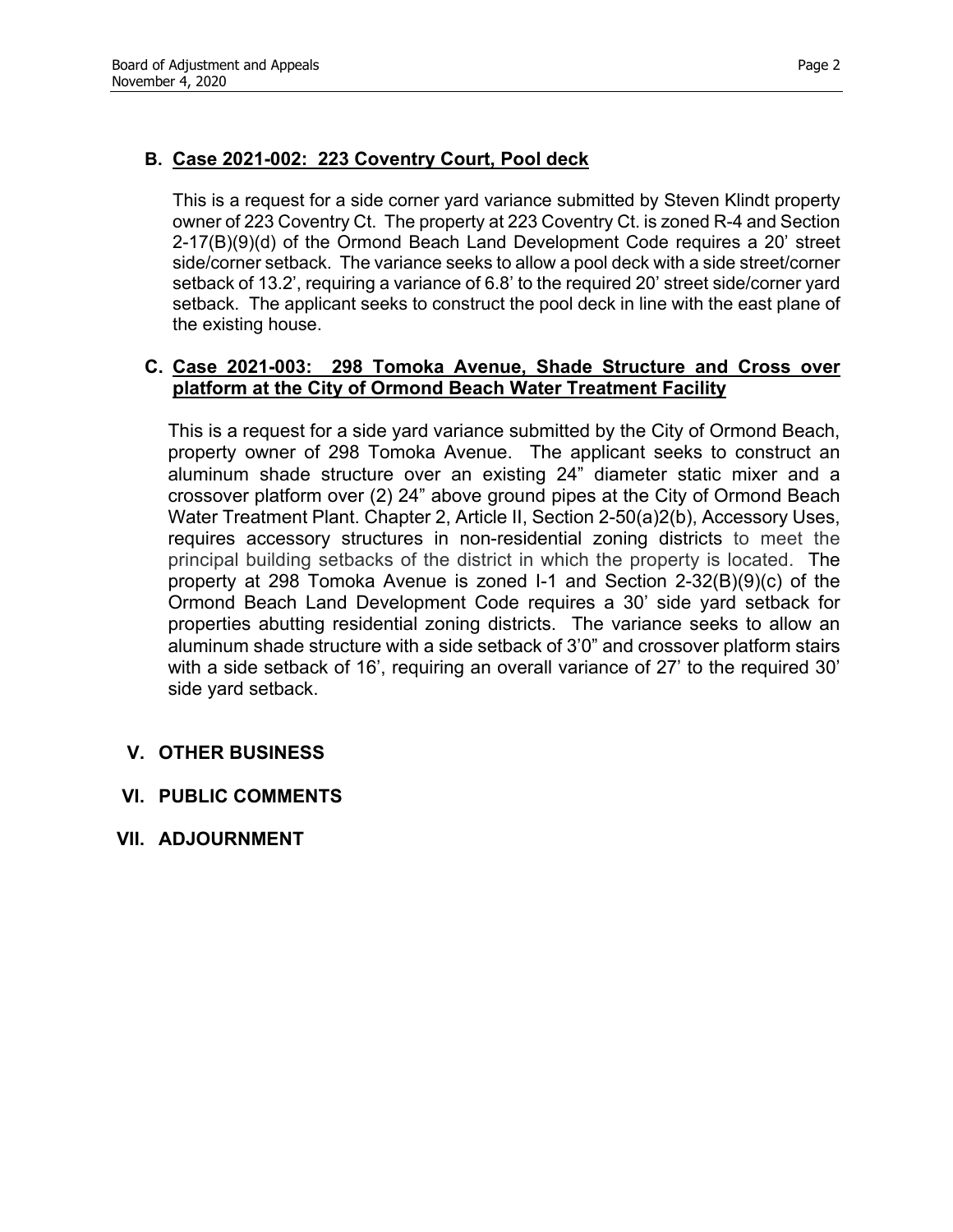**B. <u>Case 2021-002: 223 Coventry Court, Pool deck</u>**

This is a request for a side corner yard variance submitted by Steven Klindt property owner of 223 Coventry Ct. The property at 223 Coventry Ct. is zoned R-4 and Section 2-17(B)(9)(d) of the Ormond Beach Land Development Code requires a 20' street side/corner setback. The variance seeks to allow a pool deck with a side street/corner setback of 13.2', requiring a variance of 6.8' to the required 20' street side/corner yard setback. The applicant seeks to construct the pool deck in line with the east plane of the existing house.

**C. <u>Case 2021-003: 298 Tomoka Avenue, Shade Structure and Cross over platform at the City of Ormond Beach Water Treatment Facility</u>**

This is a request for a side yard variance submitted by the City of Ormond Beach, property owner of 298 Tomoka Avenue. The applicant seeks to construct an aluminum shade structure over an existing 24" diameter static mixer and a crossover platform over (2) 24" above ground pipes at the City of Ormond Beach Water Treatment Plant. Chapter 2, Article II, Section 2-50(a)2(b), Accessory Uses, requires accessory structures in non-residential zoning districts to meet the principal building setbacks of the district in which the property is located. The property at 298 Tomoka Avenue is zoned I-1 and Section 2-32(B)(9)(c) of the Ormond Beach Land Development Code requires a 30' side yard setback for properties abutting residential zoning districts. The variance seeks to allow an aluminum shade structure with a side setback of 3'0" and crossover platform stairs with a side setback of 16', requiring an overall variance of 27' to the required 30' side yard setback.

**V. OTHER BUSINESS**

**VI. PUBLIC COMMENTS**

**VII. ADJOURNMENT**